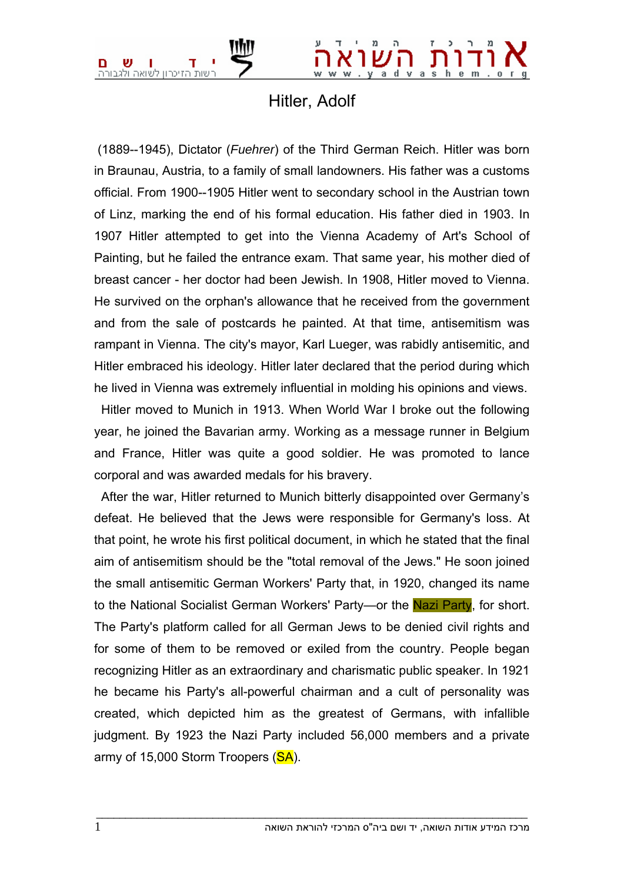# Hitler, Adolf

(1889--1945), Dictator (*Fuehrer*) of the Third German Reich. Hitler was born in Braunau, Austria, to a family of small landowners. His father was a customs official. From 1900--1905 Hitler went to secondary school in the Austrian town of Linz, marking the end of his formal education. His father died in 1903. In 1907 Hitler attempted to get into the Vienna Academy of Art's School of Painting, but he failed the entrance exam. That same year, his mother died of breast cancer - her doctor had been Jewish. In 1908, Hitler moved to Vienna. He survived on the orphan's allowance that he received from the government and from the sale of postcards he painted. At that time, antisemitism was rampant in Vienna. The city's mayor, Karl Lueger, was rabidly antisemitic, and Hitler embraced his ideology. Hitler later declared that the period during which he lived in Vienna was extremely influential in molding his opinions and views.

Hitler moved to Munich in 1913. When World War I broke out the following year, he joined the Bavarian army. Working as a message runner in Belgium and France, Hitler was quite a good soldier. He was promoted to lance corporal and was awarded medals for his bravery.

After the war, Hitler returned to Munich bitterly disappointed over Germany's defeat. He believed that the Jews were responsible for Germany's loss. At that point, he wrote his first political document, in which he stated that the final aim of antisemitism should be the "total removal of the Jews." He soon joined the small antisemitic German Workers' Party that, in 1920, changed its name to the National Socialist German Workers' Party—or the Nazi Party, for short. The Party's platform called for all German Jews to be denied civil rights and for some of them to be removed or exiled from the country. People began recognizing Hitler as an extraordinary and charismatic public speaker. In 1921 he became his Party's all-powerful chairman and a cult of personality was created, which depicted him as the greatest of Germans, with infallible judgment. By 1923 the Nazi Party included 56,000 members and a private army of 15,000 Storm Troopers (SA).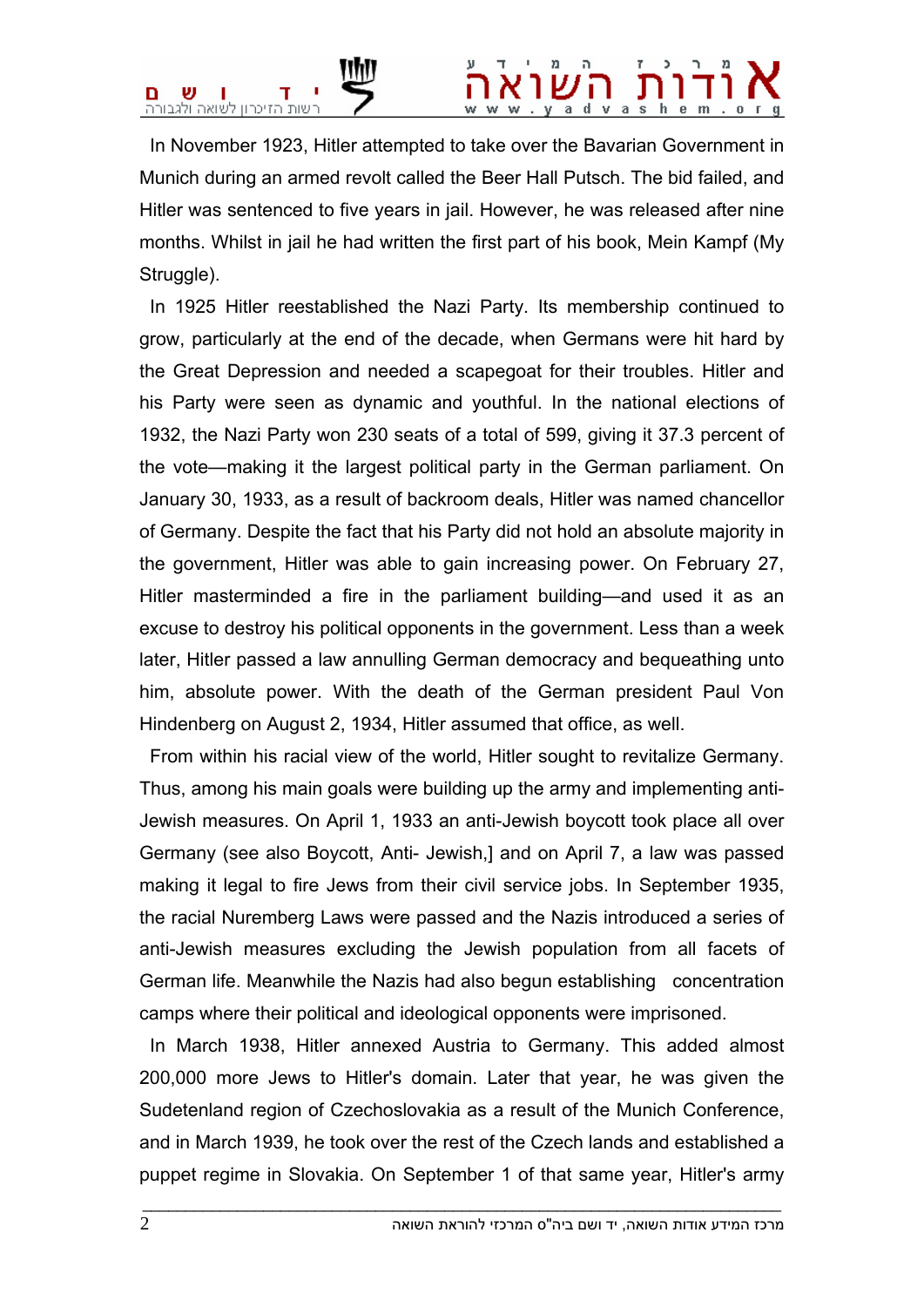In November 1923, Hitler attempted to take over the Bavarian Government in Munich during an armed revolt called the Beer Hall Putsch. The bid failed, and Hitler was sentenced to five years in jail. However, he was released after nine months. Whilst in jail he had written the first part of his book, Mein Kampf (My Struggle).

In 1925 Hitler reestablished the Nazi Party. Its membership continued to grow, particularly at the end of the decade, when Germans were hit hard by the Great Depression and needed a scapegoat for their troubles. Hitler and his Party were seen as dynamic and youthful. In the national elections of 1932, the Nazi Party won 230 seats of a total of 599, giving it 37.3 percent of the vote—making it the largest political party in the German parliament. On January 30, 1933, as a result of backroom deals, Hitler was named chancellor of Germany. Despite the fact that his Party did not hold an absolute majority in the government, Hitler was able to gain increasing power. On February 27, Hitler masterminded a fire in the parliament building—and used it as an excuse to destroy his political opponents in the government. Less than a week later, Hitler passed a law annulling German democracy and bequeathing unto him, absolute power. With the death of the German president Paul Von Hindenberg on August 2, 1934, Hitler assumed that office, as well.

From within his racial view of the world, Hitler sought to revitalize Germany. Thus, among his main goals were building up the army and implementing anti-Jewish measures. On April 1, 1933 an anti-Jewish boycott took place all over Germany (see also Boycott, Anti- Jewish,] and on April 7, a law was passed making it legal to fire Jews from their civil service jobs. In September 1935, the racial Nuremberg Laws were passed and the Nazis introduced a series of anti-Jewish measures excluding the Jewish population from all facets of German life. Meanwhile the Nazis had also begun establishing concentration camps where their political and ideological opponents were imprisoned.

In March 1938, Hitler annexed Austria to Germany. This added almost 200,000 more Jews to Hitler's domain. Later that year, he was given the Sudetenland region of Czechoslovakia as a result of the Munich Conference, and in March 1939, he took over the rest of the Czech lands and established a puppet regime in Slovakia. On September 1 of that same year, Hitler's army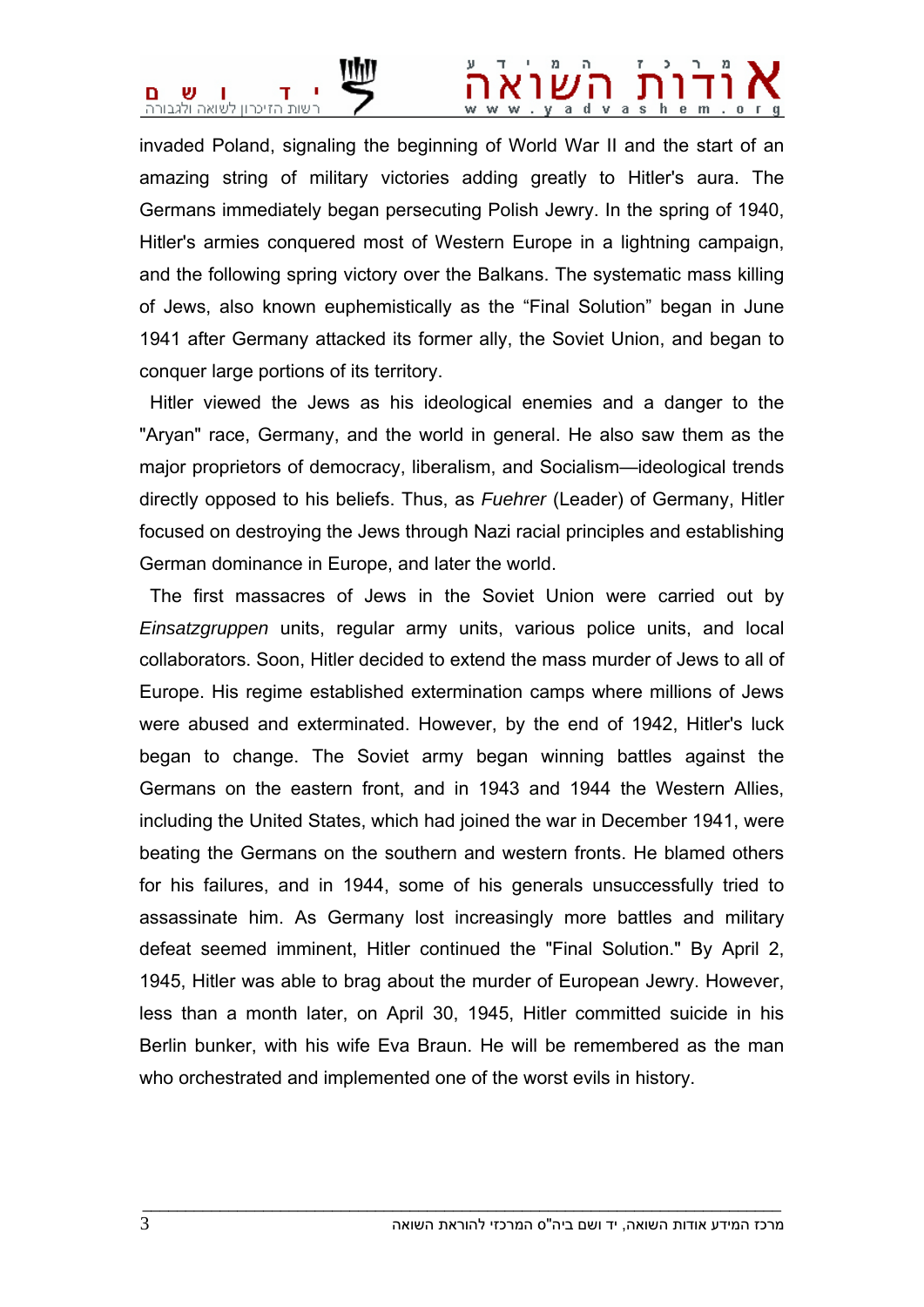invaded Poland, signaling the beginning of World War II and the start of an amazing string of military victories adding greatly to Hitler's aura. The Germans immediately began persecuting Polish Jewry. In the spring of 1940, Hitler's armies conquered most of Western Europe in a lightning campaign, and the following spring victory over the Balkans. The systematic mass killing of Jews, also known euphemistically as the “Final Solution” began in June 1941 after Germany attacked its former ally, the Soviet Union, and began to conquer large portions of its territory.

Hitler viewed the Jews as his ideological enemies and a danger to the "Aryan" race, Germany, and the world in general. He also saw them as the major proprietors of democracy, liberalism, and Socialism—ideological trends directly opposed to his beliefs. Thus, as *Fuehrer* (Leader) of Germany, Hitler focused on destroying the Jews through Nazi racial principles and establishing German dominance in Europe, and later the world.

The first massacres of Jews in the Soviet Union were carried out by *Einsatzgruppen* units, regular army units, various police units, and local collaborators. Soon, Hitler decided to extend the mass murder of Jews to all of Europe. His regime established extermination camps where millions of Jews were abused and exterminated. However, by the end of 1942, Hitler's luck began to change. The Soviet army began winning battles against the Germans on the eastern front, and in 1943 and 1944 the Western Allies, including the United States, which had joined the war in December 1941, were beating the Germans on the southern and western fronts. He blamed others for his failures, and in 1944, some of his generals unsuccessfully tried to assassinate him. As Germany lost increasingly more battles and military defeat seemed imminent, Hitler continued the "Final Solution." By April 2, 1945, Hitler was able to brag about the murder of European Jewry. However, less than a month later, on April 30, 1945, Hitler committed suicide in his Berlin bunker, with his wife Eva Braun. He will be remembered as the man who orchestrated and implemented one of the worst evils in history.